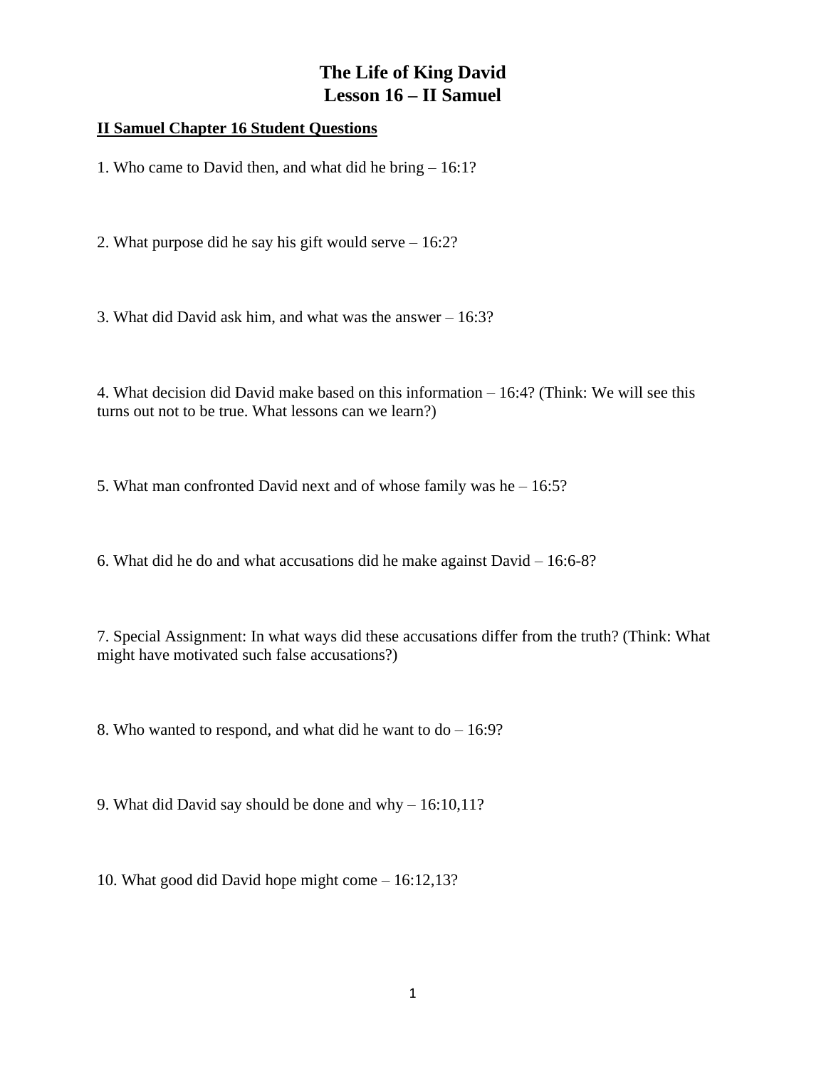# The Life of King David
# Lesson 16 – II Samuel

**II Samuel Chapter 16 Student Questions**

1. Who came to David then, and what did he bring – 16:1?

2. What purpose did he say his gift would serve – 16:2?

3. What did David ask him, and what was the answer – 16:3?

4. What decision did David make based on this information – 16:4? (Think: We will see this turns out not to be true. What lessons can we learn?)

5. What man confronted David next and of whose family was he – 16:5?

6. What did he do and what accusations did he make against David – 16:6-8?

7. Special Assignment: In what ways did these accusations differ from the truth? (Think: What might have motivated such false accusations?)

8. Who wanted to respond, and what did he want to do – 16:9?

9. What did David say should be done and why – 16:10,11?

10. What good did David hope might come – 16:12,13?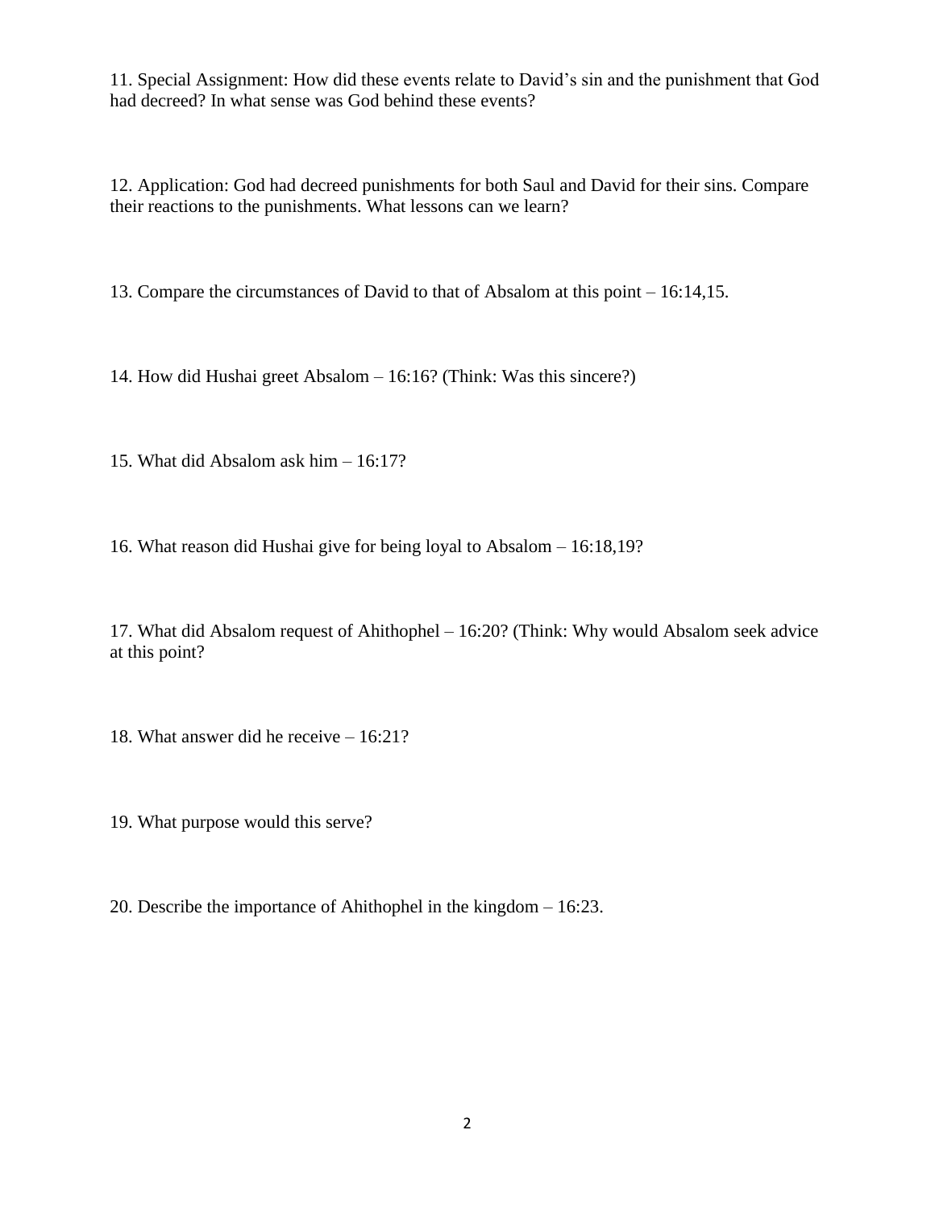11. Special Assignment: How did these events relate to David's sin and the punishment that God had decreed? In what sense was God behind these events?

12. Application: God had decreed punishments for both Saul and David for their sins. Compare their reactions to the punishments. What lessons can we learn?

13. Compare the circumstances of David to that of Absalom at this point – 16:14,15.

14. How did Hushai greet Absalom – 16:16? (Think: Was this sincere?)

15. What did Absalom ask him – 16:17?

16. What reason did Hushai give for being loyal to Absalom – 16:18,19?

17. What did Absalom request of Ahithophel – 16:20? (Think: Why would Absalom seek advice at this point?

18. What answer did he receive – 16:21?

19. What purpose would this serve?

20. Describe the importance of Ahithophel in the kingdom – 16:23.